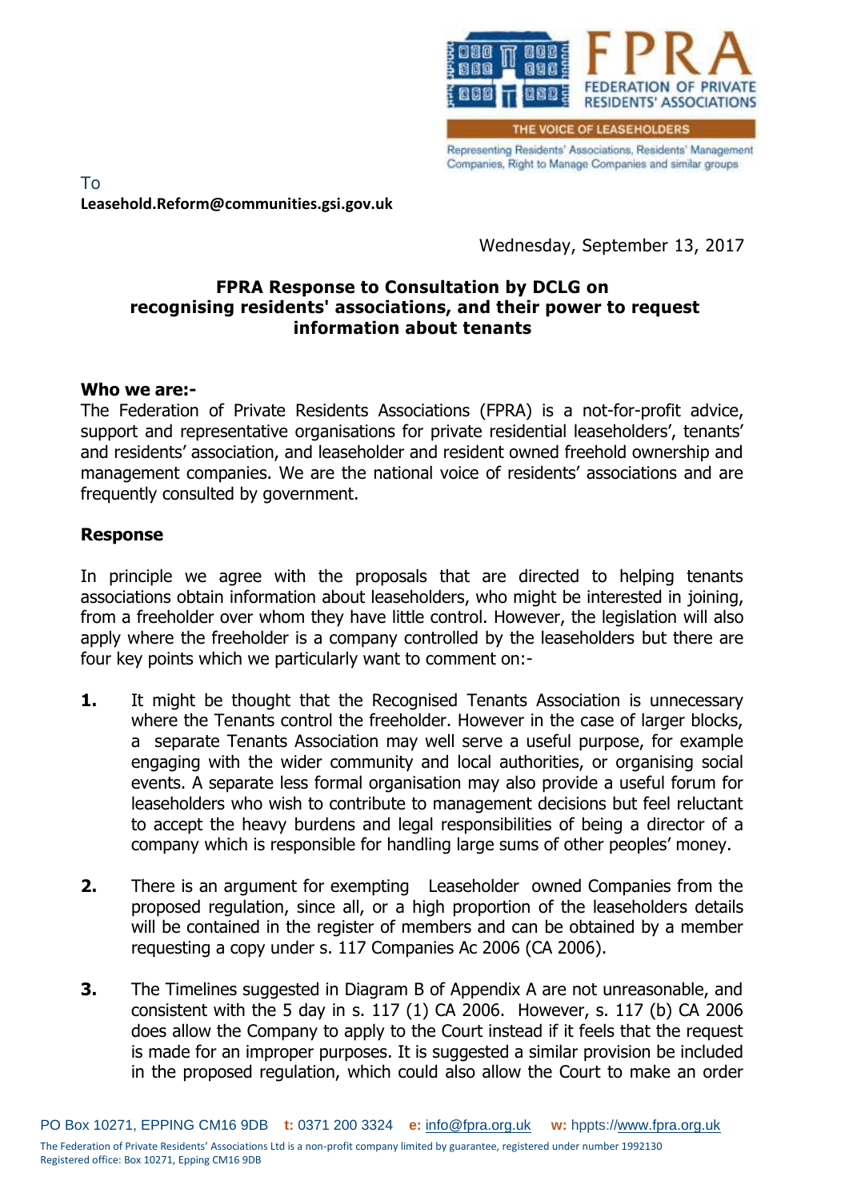FPRA FEDERATION OF PRIVATE RESIDENTS' ASSOCIATIONS

THE VOICE OF LEASEHOLDERS

Representing Residents' Associations, Residents' Management Companies, Right to Manage Companies and similar groups

To
**Leasehold.Reform@communities.gsi.gov.uk**

Wednesday, September 13, 2017

## FPRA Response to Consultation by DCLG on recognising residents' associations, and their power to request information about tenants

**Who we are:-**

The Federation of Private Residents Associations (FPRA) is a not-for-profit advice, support and representative organisations for private residential leaseholders', tenants' and residents' association, and leaseholder and resident owned freehold ownership and management companies. We are the national voice of residents' associations and are frequently consulted by government.

**Response**

In principle we agree with the proposals that are directed to helping tenants associations obtain information about leaseholders, who might be interested in joining, from a freeholder over whom they have little control. However, the legislation will also apply where the freeholder is a company controlled by the leaseholders but there are four key points which we particularly want to comment on:-

**1.** It might be thought that the Recognised Tenants Association is unnecessary where the Tenants control the freeholder. However in the case of larger blocks, a separate Tenants Association may well serve a useful purpose, for example engaging with the wider community and local authorities, or organising social events. A separate less formal organisation may also provide a useful forum for leaseholders who wish to contribute to management decisions but feel reluctant to accept the heavy burdens and legal responsibilities of being a director of a company which is responsible for handling large sums of other peoples' money.

**2.** There is an argument for exempting Leaseholder owned Companies from the proposed regulation, since all, or a high proportion of the leaseholders details will be contained in the register of members and can be obtained by a member requesting a copy under s. 117 Companies Ac 2006 (CA 2006).

**3.** The Timelines suggested in Diagram B of Appendix A are not unreasonable, and consistent with the 5 day in s. 117 (1) CA 2006. However, s. 117 (b) CA 2006 does allow the Company to apply to the Court instead if it feels that the request is made for an improper purposes. It is suggested a similar provision be included in the proposed regulation, which could also allow the Court to make an order

PO Box 10271, EPPING CM16 9DB **t:** 0371 200 3324 **e:** info@fpra.org.uk **w:** hppts://www.fpra.org.uk

The Federation of Private Residents' Associations Ltd is a non-profit company limited by guarantee, registered under number 1992130
Registered office: Box 10271, Epping CM16 9DB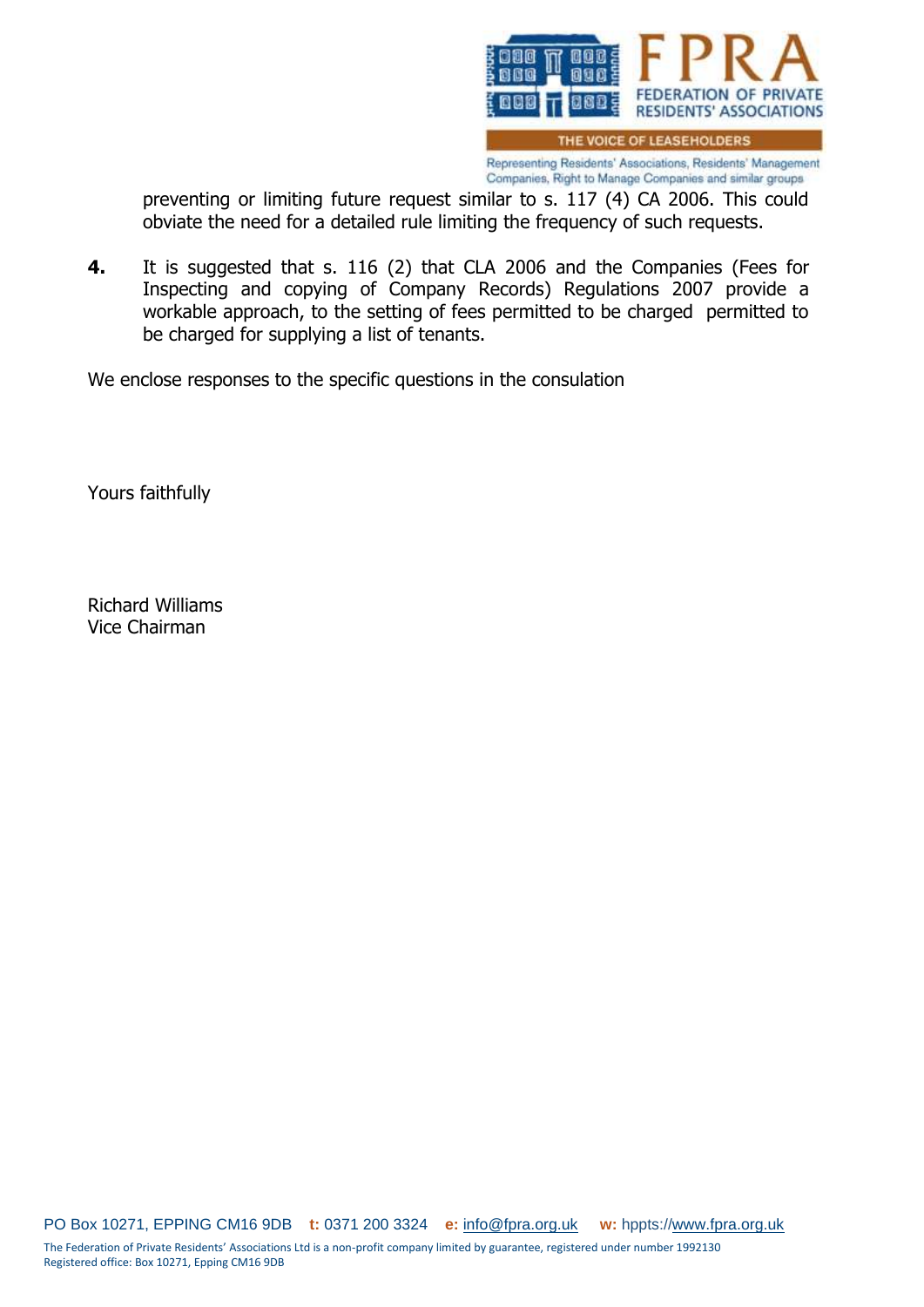preventing or limiting future request similar to s. 117 (4) CA 2006. This could obviate the need for a detailed rule limiting the frequency of such requests.

**4.** It is suggested that s. 116 (2) that CLA 2006 and the Companies (Fees for Inspecting and copying of Company Records) Regulations 2007 provide a workable approach, to the setting of fees permitted to be charged permitted to be charged for supplying a list of tenants.

We enclose responses to the specific questions in the consulation

Yours faithfully

Richard Williams
Vice Chairman

PO Box 10271, EPPING CM16 9DB **t:** 0371 200 3324 **e:** info@fpra.org.uk **w:** hppts://www.fpra.org.uk

The Federation of Private Residents' Associations Ltd is a non-profit company limited by guarantee, registered under number 1992130
Registered office: Box 10271, Epping CM16 9DB